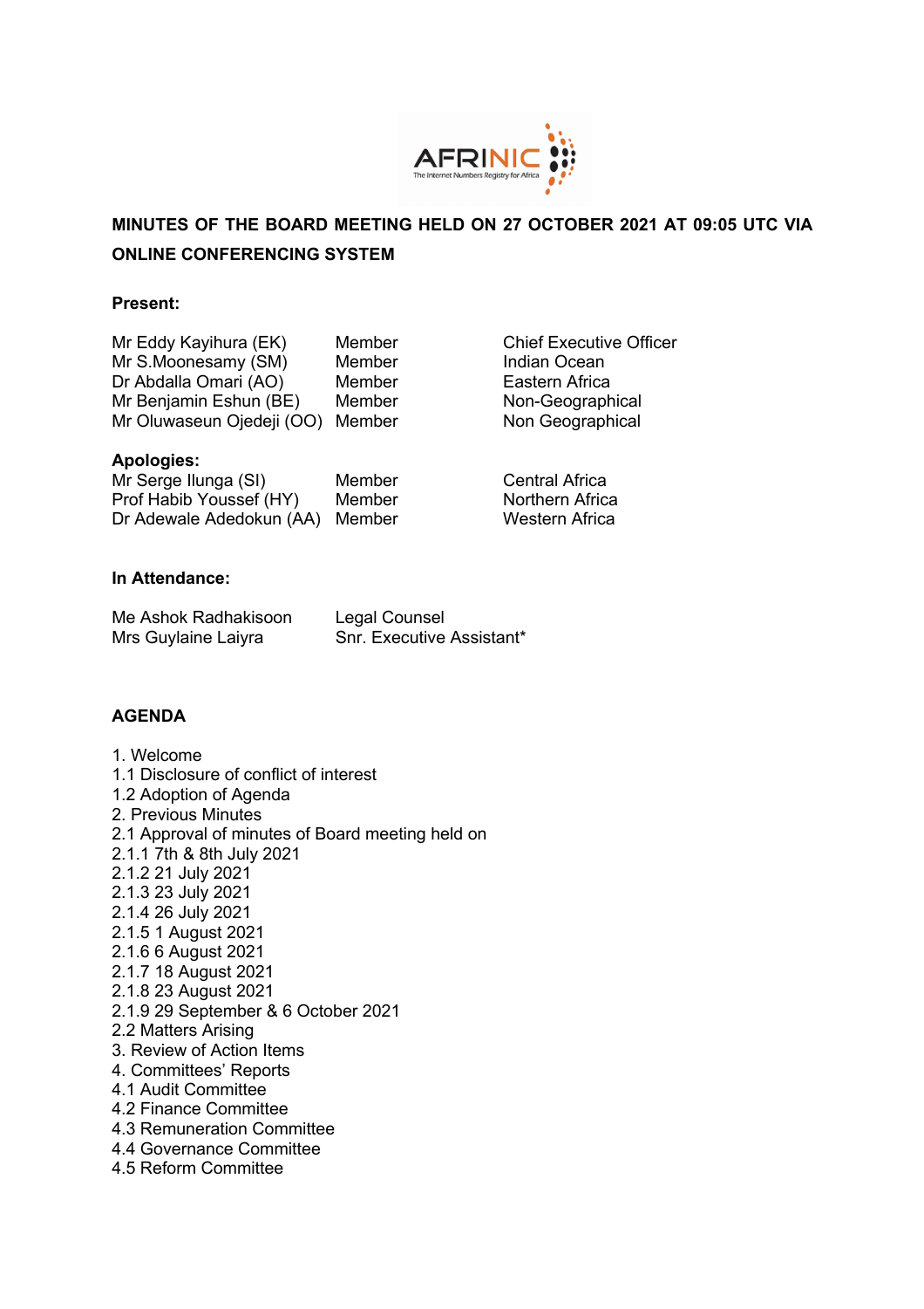AFRINIC
The Internet Numbers Registry for Africa

**MINUTES OF THE BOARD MEETING HELD ON 27 OCTOBER 2021 AT 09:05 UTC VIA ONLINE CONFERENCING SYSTEM**

**Present:**

| | | |
|---|---|---|
| Mr Eddy Kayihura (EK) | Member | Chief Executive Officer |
| Mr S.Moonesamy (SM) | Member | Indian Ocean |
| Dr Abdalla Omari (AO) | Member | Eastern Africa |
| Mr Benjamin Eshun (BE) | Member | Non-Geographical |
| Mr Oluwaseun Ojedeji (OO) | Member | Non Geographical |

**Apologies:**

| | | |
|---|---|---|
| Mr Serge Ilunga (SI) | Member | Central Africa |
| Prof Habib Youssef (HY) | Member | Northern Africa |
| Dr Adewale Adedokun (AA) | Member | Western Africa |

**In Attendance:**

| | |
|---|---|
| Me Ashok Radhakisoon | Legal Counsel |
| Mrs Guylaine Laiyra | Snr. Executive Assistant* |

**AGENDA**

1. Welcome
1.1 Disclosure of conflict of interest
1.2 Adoption of Agenda
2. Previous Minutes
2.1 Approval of minutes of Board meeting held on
2.1.1 7th & 8th July 2021
2.1.2 21 July 2021
2.1.3 23 July 2021
2.1.4 26 July 2021
2.1.5 1 August 2021
2.1.6 6 August 2021
2.1.7 18 August 2021
2.1.8 23 August 2021
2.1.9 29 September & 6 October 2021
2.2 Matters Arising
3. Review of Action Items
4. Committees' Reports
4.1 Audit Committee
4.2 Finance Committee
4.3 Remuneration Committee
4.4 Governance Committee
4.5 Reform Committee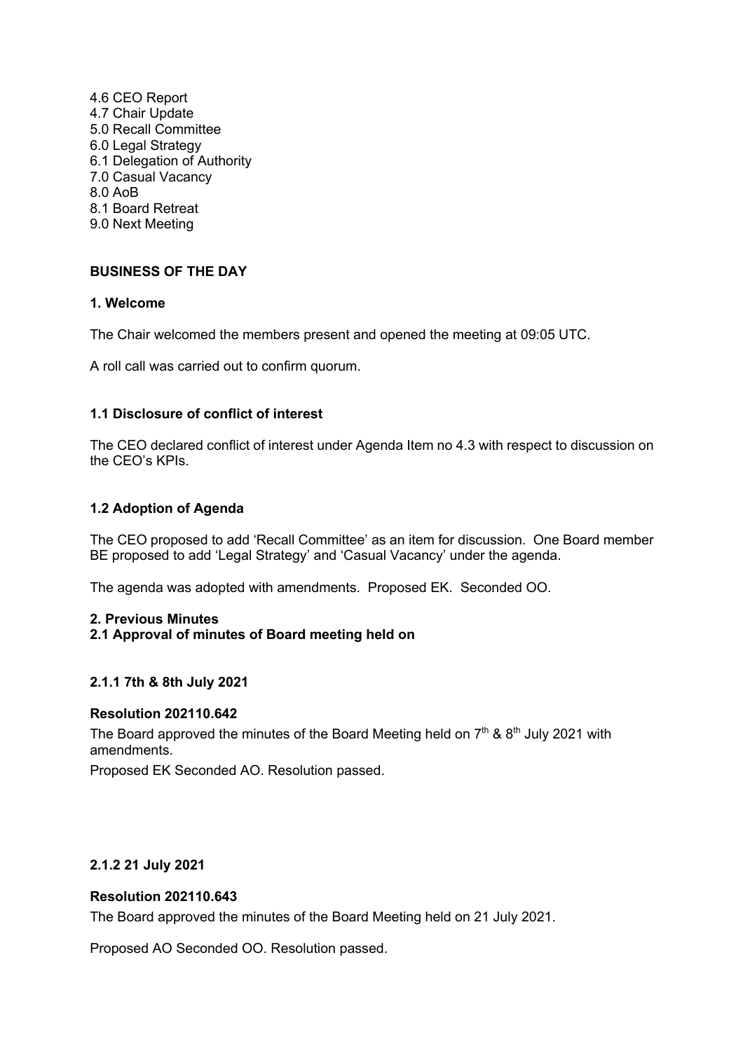4.6 CEO Report
4.7 Chair Update
5.0 Recall Committee
6.0 Legal Strategy
6.1 Delegation of Authority
7.0 Casual Vacancy
8.0 AoB
8.1 Board Retreat
9.0 Next Meeting

**BUSINESS OF THE DAY**

**1. Welcome**

The Chair welcomed the members present and opened the meeting at 09:05 UTC.

A roll call was carried out to confirm quorum.

**1.1 Disclosure of conflict of interest**

The CEO declared conflict of interest under Agenda Item no 4.3 with respect to discussion on the CEO's KPIs.

**1.2 Adoption of Agenda**

The CEO proposed to add 'Recall Committee' as an item for discussion. One Board member BE proposed to add 'Legal Strategy' and 'Casual Vacancy' under the agenda.

The agenda was adopted with amendments. Proposed EK. Seconded OO.

**2. Previous Minutes**
**2.1 Approval of minutes of Board meeting held on**

**2.1.1 7th & 8th July 2021**

**Resolution 202110.642**

The Board approved the minutes of the Board Meeting held on 7th & 8th July 2021 with amendments.

Proposed EK Seconded AO. Resolution passed.

**2.1.2 21 July 2021**

**Resolution 202110.643**

The Board approved the minutes of the Board Meeting held on 21 July 2021.

Proposed AO Seconded OO. Resolution passed.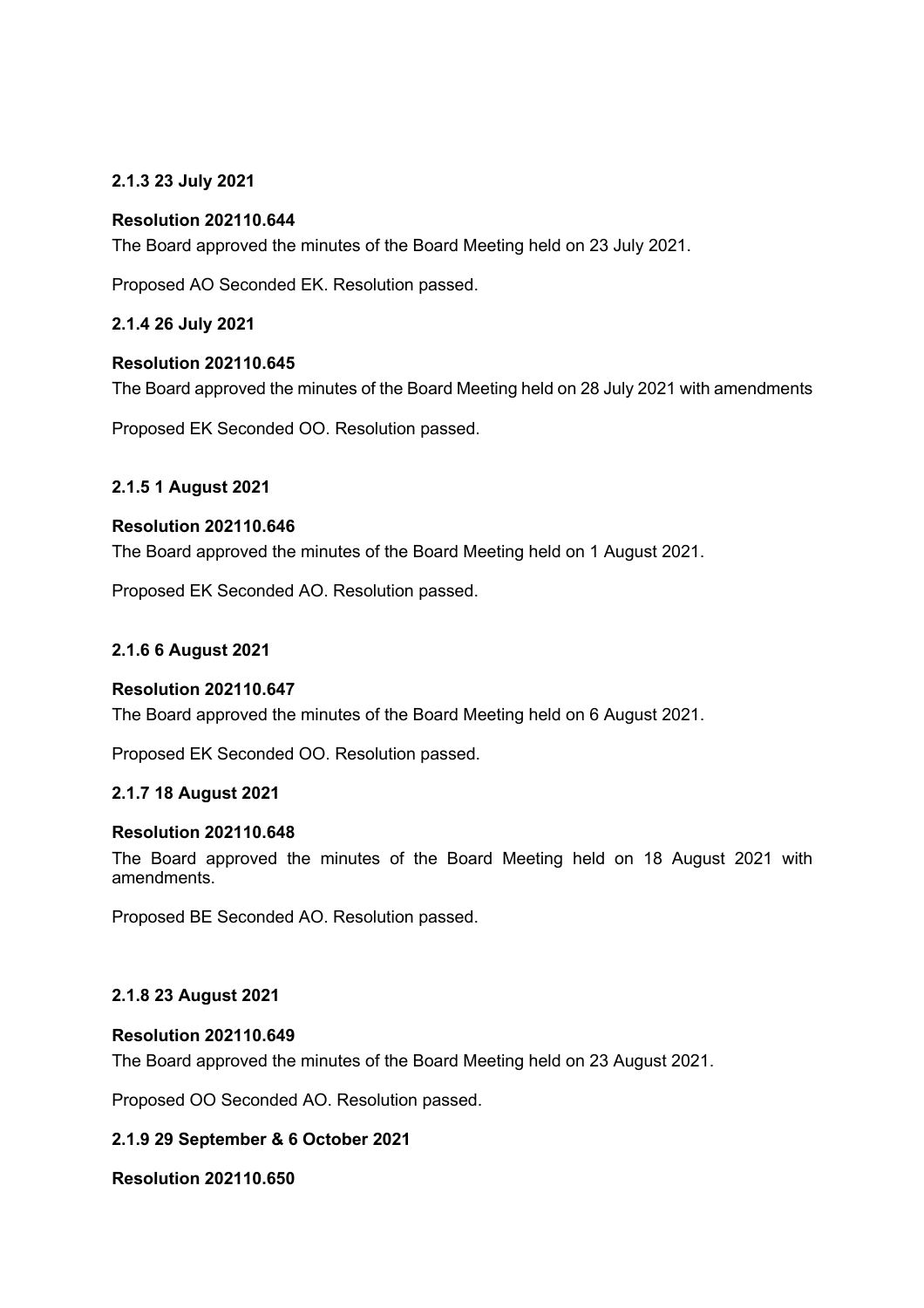**2.1.3 23 July 2021**

**Resolution 202110.644**

The Board approved the minutes of the Board Meeting held on 23 July 2021.

Proposed AO Seconded EK. Resolution passed.

**2.1.4 26 July 2021**

**Resolution 202110.645**

The Board approved the minutes of the Board Meeting held on 28 July 2021 with amendments

Proposed EK Seconded OO. Resolution passed.

**2.1.5 1 August 2021**

**Resolution 202110.646**

The Board approved the minutes of the Board Meeting held on 1 August 2021.

Proposed EK Seconded AO. Resolution passed.

**2.1.6 6 August 2021**

**Resolution 202110.647**

The Board approved the minutes of the Board Meeting held on 6 August 2021.

Proposed EK Seconded OO. Resolution passed.

**2.1.7 18 August 2021**

**Resolution 202110.648**

The Board approved the minutes of the Board Meeting held on 18 August 2021 with amendments.

Proposed BE Seconded AO. Resolution passed.

**2.1.8 23 August 2021**

**Resolution 202110.649**

The Board approved the minutes of the Board Meeting held on 23 August 2021.

Proposed OO Seconded AO. Resolution passed.

**2.1.9 29 September & 6 October 2021**

**Resolution 202110.650**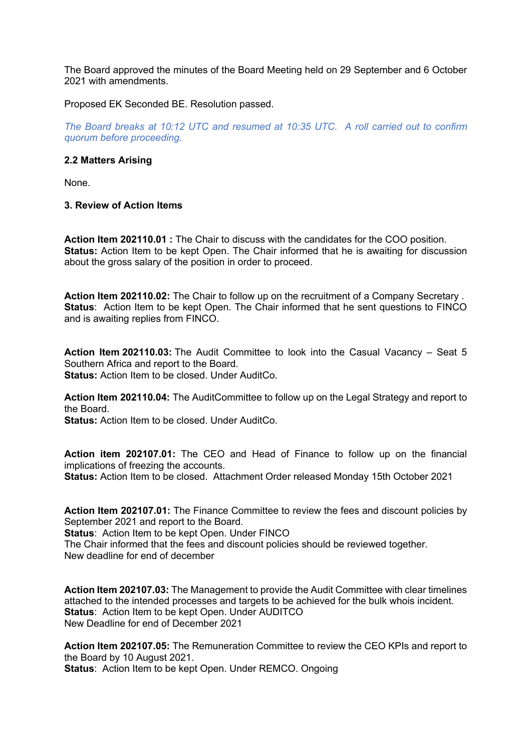The Board approved the minutes of the Board Meeting held on 29 September and 6 October 2021 with amendments.

Proposed EK Seconded BE. Resolution passed.

*The Board breaks at 10:12 UTC and resumed at 10:35 UTC. A roll carried out to confirm quorum before proceeding.*

**2.2 Matters Arising**

None.

**3. Review of Action Items**

**Action Item 202110.01 :** The Chair to discuss with the candidates for the COO position.
**Status:** Action Item to be kept Open. The Chair informed that he is awaiting for discussion about the gross salary of the position in order to proceed.

**Action Item 202110.02:** The Chair to follow up on the recruitment of a Company Secretary .
**Status**: Action Item to be kept Open. The Chair informed that he sent questions to FINCO and is awaiting replies from FINCO.

**Action Item 202110.03:** The Audit Committee to look into the Casual Vacancy – Seat 5 Southern Africa and report to the Board.
**Status:** Action Item to be closed. Under AuditCo.

**Action Item 202110.04:** The AuditCommittee to follow up on the Legal Strategy and report to the Board.
**Status:** Action Item to be closed. Under AuditCo.

**Action item 202107.01:** The CEO and Head of Finance to follow up on the financial implications of freezing the accounts.
**Status:** Action Item to be closed. Attachment Order released Monday 15th October 2021

**Action Item 202107.01:** The Finance Committee to review the fees and discount policies by September 2021 and report to the Board.
**Status**: Action Item to be kept Open. Under FINCO
The Chair informed that the fees and discount policies should be reviewed together.
New deadline for end of december

**Action Item 202107.03:** The Management to provide the Audit Committee with clear timelines attached to the intended processes and targets to be achieved for the bulk whois incident.
**Status**: Action Item to be kept Open. Under AUDITCO
New Deadline for end of December 2021

**Action Item 202107.05:** The Remuneration Committee to review the CEO KPIs and report to the Board by 10 August 2021.
**Status**: Action Item to be kept Open. Under REMCO. Ongoing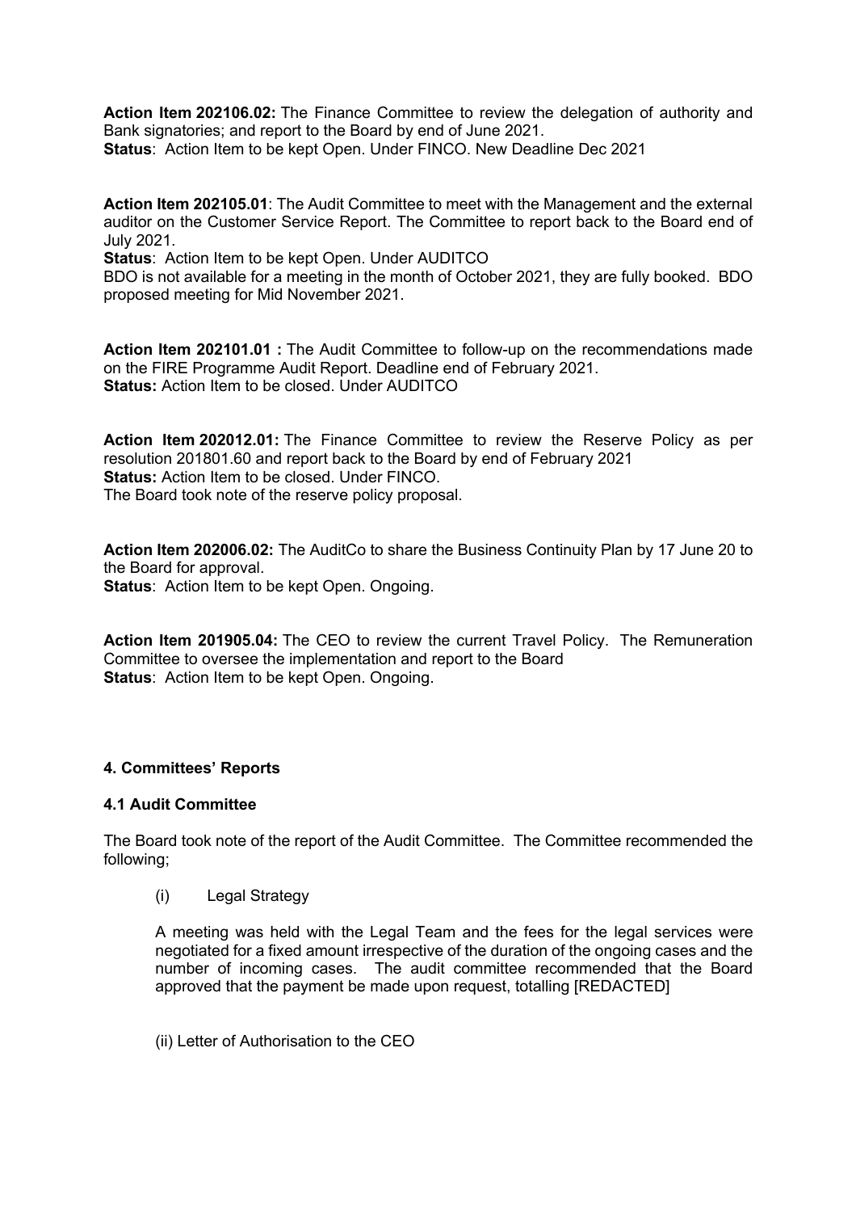**Action Item 202106.02:** The Finance Committee to review the delegation of authority and Bank signatories; and report to the Board by end of June 2021.
**Status**: Action Item to be kept Open. Under FINCO. New Deadline Dec 2021

**Action Item 202105.01**: The Audit Committee to meet with the Management and the external auditor on the Customer Service Report. The Committee to report back to the Board end of July 2021.
**Status**: Action Item to be kept Open. Under AUDITCO
BDO is not available for a meeting in the month of October 2021, they are fully booked. BDO proposed meeting for Mid November 2021.

**Action Item 202101.01 :** The Audit Committee to follow-up on the recommendations made on the FIRE Programme Audit Report. Deadline end of February 2021.
**Status:** Action Item to be closed. Under AUDITCO

**Action Item 202012.01:** The Finance Committee to review the Reserve Policy as per resolution 201801.60 and report back to the Board by end of February 2021
**Status:** Action Item to be closed. Under FINCO.
The Board took note of the reserve policy proposal.

**Action Item 202006.02:** The AuditCo to share the Business Continuity Plan by 17 June 20 to the Board for approval.
**Status**: Action Item to be kept Open. Ongoing.

**Action Item 201905.04:** The CEO to review the current Travel Policy. The Remuneration Committee to oversee the implementation and report to the Board
**Status**: Action Item to be kept Open. Ongoing.

## 4. Committees' Reports

### 4.1 Audit Committee

The Board took note of the report of the Audit Committee. The Committee recommended the following;

(i) Legal Strategy

A meeting was held with the Legal Team and the fees for the legal services were negotiated for a fixed amount irrespective of the duration of the ongoing cases and the number of incoming cases. The audit committee recommended that the Board approved that the payment be made upon request, totalling [REDACTED]

(ii) Letter of Authorisation to the CEO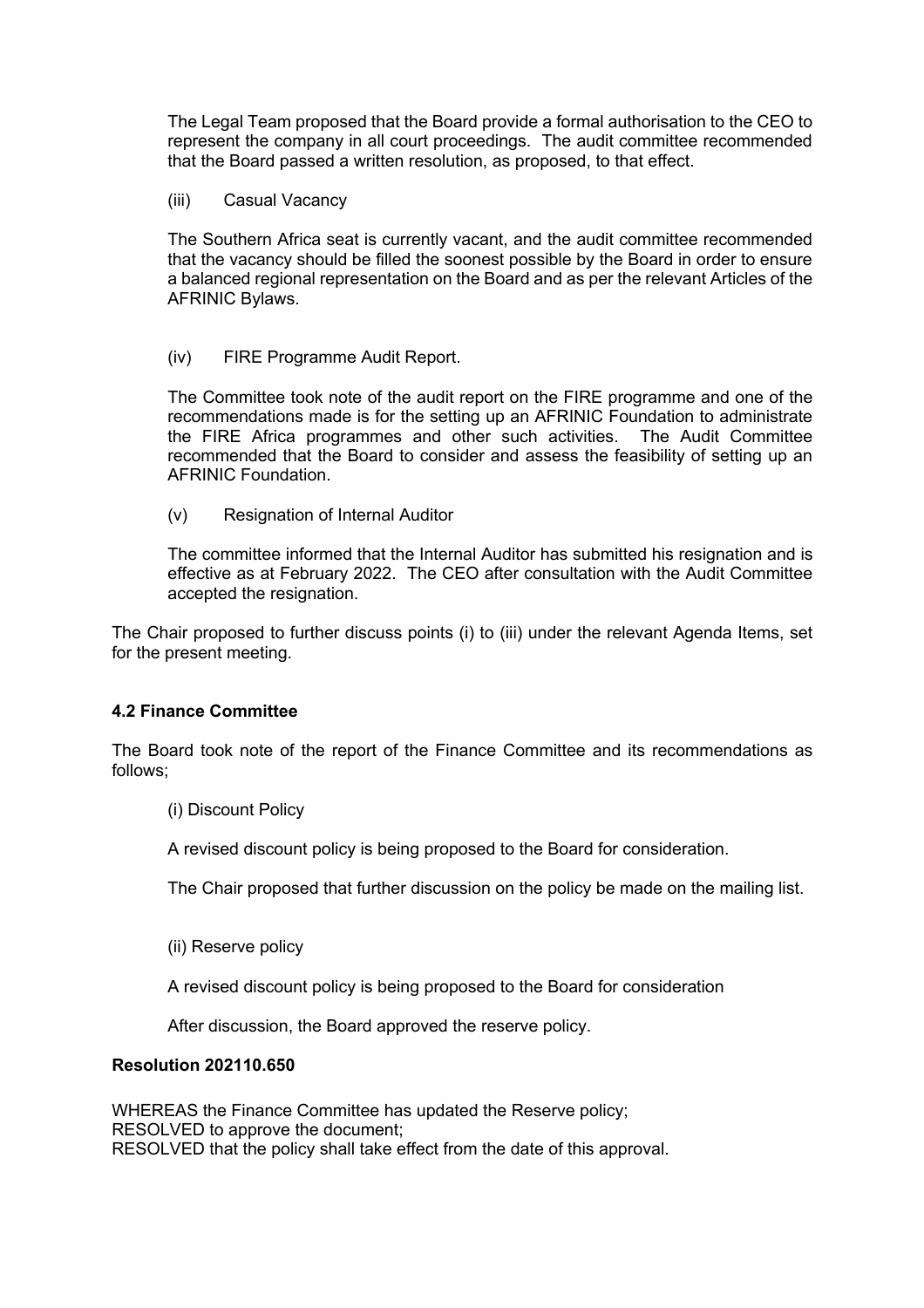The Legal Team proposed that the Board provide a formal authorisation to the CEO to represent the company in all court proceedings. The audit committee recommended that the Board passed a written resolution, as proposed, to that effect.

(iii) Casual Vacancy

The Southern Africa seat is currently vacant, and the audit committee recommended that the vacancy should be filled the soonest possible by the Board in order to ensure a balanced regional representation on the Board and as per the relevant Articles of the AFRINIC Bylaws.

(iv) FIRE Programme Audit Report.

The Committee took note of the audit report on the FIRE programme and one of the recommendations made is for the setting up an AFRINIC Foundation to administrate the FIRE Africa programmes and other such activities. The Audit Committee recommended that the Board to consider and assess the feasibility of setting up an AFRINIC Foundation.

(v) Resignation of Internal Auditor

The committee informed that the Internal Auditor has submitted his resignation and is effective as at February 2022. The CEO after consultation with the Audit Committee accepted the resignation.

The Chair proposed to further discuss points (i) to (iii) under the relevant Agenda Items, set for the present meeting.

**4.2 Finance Committee**

The Board took note of the report of the Finance Committee and its recommendations as follows;

(i) Discount Policy

A revised discount policy is being proposed to the Board for consideration.

The Chair proposed that further discussion on the policy be made on the mailing list.

(ii) Reserve policy

A revised discount policy is being proposed to the Board for consideration

After discussion, the Board approved the reserve policy.

**Resolution 202110.650**

WHEREAS the Finance Committee has updated the Reserve policy;
RESOLVED to approve the document;
RESOLVED that the policy shall take effect from the date of this approval.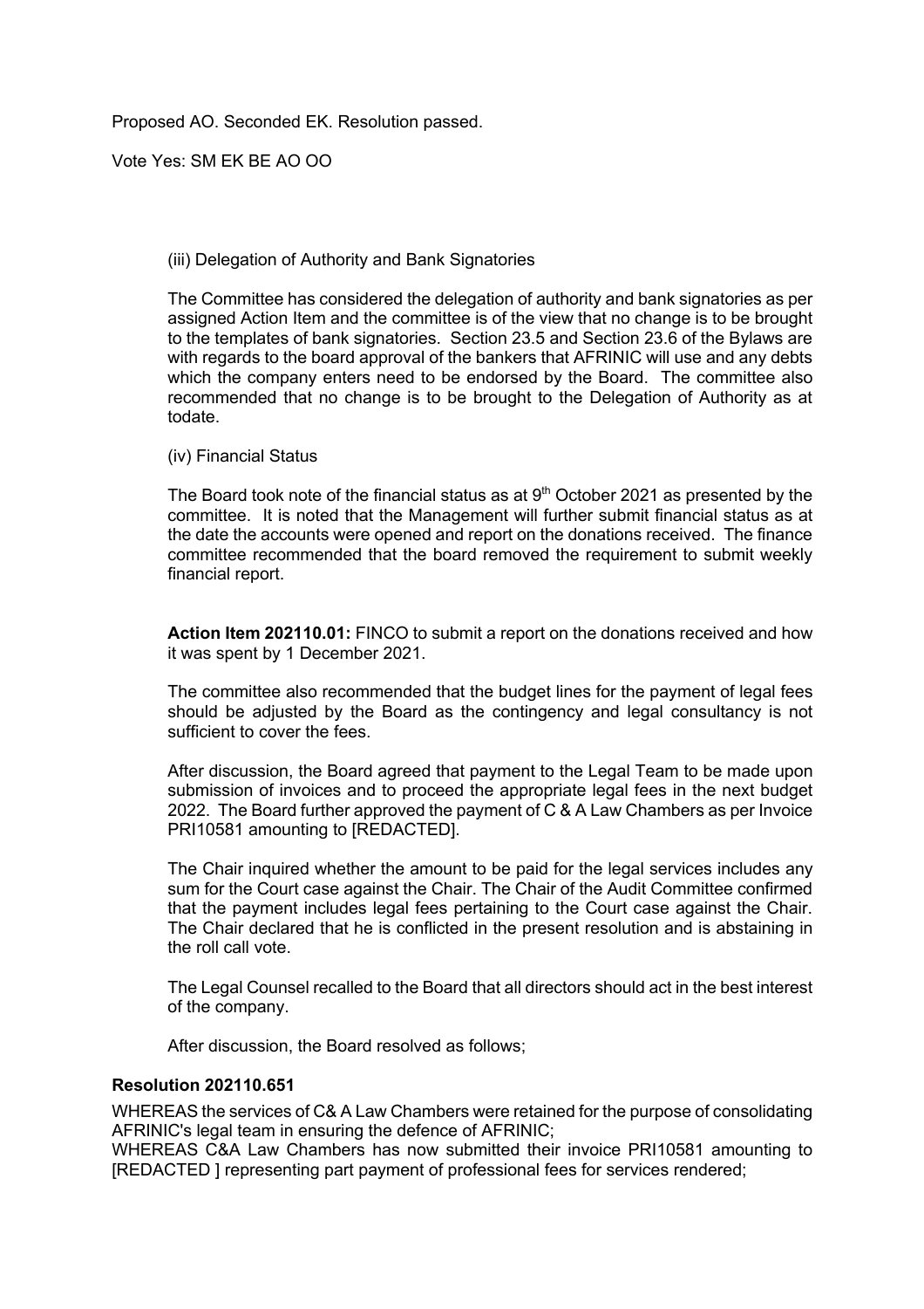Proposed AO. Seconded EK. Resolution passed.

Vote Yes: SM EK BE AO OO

(iii) Delegation of Authority and Bank Signatories

The Committee has considered the delegation of authority and bank signatories as per assigned Action Item and the committee is of the view that no change is to be brought to the templates of bank signatories. Section 23.5 and Section 23.6 of the Bylaws are with regards to the board approval of the bankers that AFRINIC will use and any debts which the company enters need to be endorsed by the Board. The committee also recommended that no change is to be brought to the Delegation of Authority as at todate.

(iv) Financial Status

The Board took note of the financial status as at 9th October 2021 as presented by the committee. It is noted that the Management will further submit financial status as at the date the accounts were opened and report on the donations received. The finance committee recommended that the board removed the requirement to submit weekly financial report.

**Action Item 202110.01:** FINCO to submit a report on the donations received and how it was spent by 1 December 2021.

The committee also recommended that the budget lines for the payment of legal fees should be adjusted by the Board as the contingency and legal consultancy is not sufficient to cover the fees.

After discussion, the Board agreed that payment to the Legal Team to be made upon submission of invoices and to proceed the appropriate legal fees in the next budget 2022. The Board further approved the payment of C & A Law Chambers as per Invoice PRI10581 amounting to [REDACTED].

The Chair inquired whether the amount to be paid for the legal services includes any sum for the Court case against the Chair. The Chair of the Audit Committee confirmed that the payment includes legal fees pertaining to the Court case against the Chair. The Chair declared that he is conflicted in the present resolution and is abstaining in the roll call vote.

The Legal Counsel recalled to the Board that all directors should act in the best interest of the company.

After discussion, the Board resolved as follows;

**Resolution 202110.651**

WHEREAS the services of C& A Law Chambers were retained for the purpose of consolidating AFRINIC's legal team in ensuring the defence of AFRINIC;

WHEREAS C&A Law Chambers has now submitted their invoice PRI10581 amounting to [REDACTED ] representing part payment of professional fees for services rendered;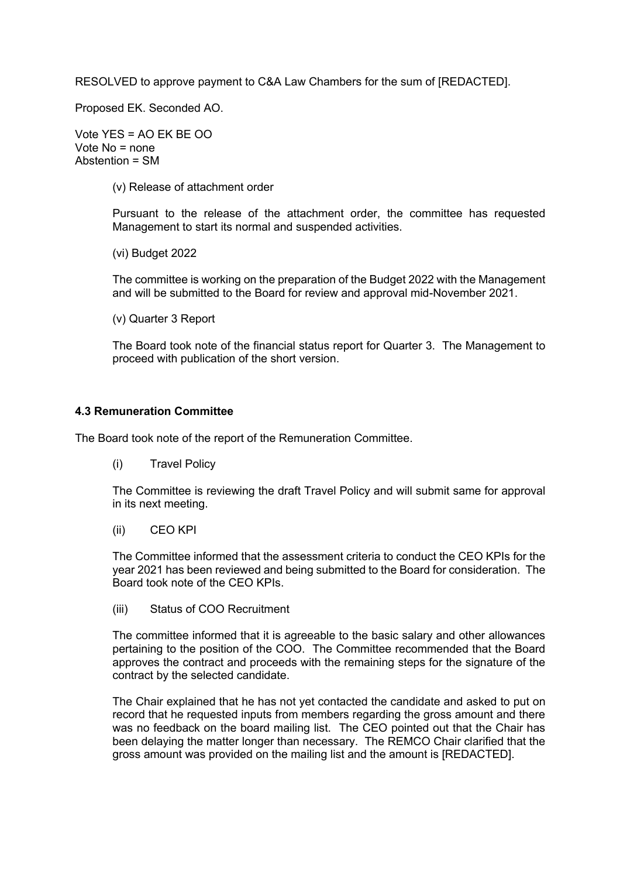RESOLVED to approve payment to C&A Law Chambers for the sum of [REDACTED].

Proposed EK. Seconded AO.

Vote YES = AO EK BE OO  
Vote No = none  
Abstention = SM

(v) Release of attachment order

Pursuant to the release of the attachment order, the committee has requested Management to start its normal and suspended activities.

(vi) Budget 2022

The committee is working on the preparation of the Budget 2022 with the Management and will be submitted to the Board for review and approval mid-November 2021.

(v) Quarter 3 Report

The Board took note of the financial status report for Quarter 3. The Management to proceed with publication of the short version.

#### 4.3 Remuneration Committee

The Board took note of the report of the Remuneration Committee.

(i) Travel Policy

The Committee is reviewing the draft Travel Policy and will submit same for approval in its next meeting.

(ii) CEO KPI

The Committee informed that the assessment criteria to conduct the CEO KPIs for the year 2021 has been reviewed and being submitted to the Board for consideration. The Board took note of the CEO KPIs.

(iii) Status of COO Recruitment

The committee informed that it is agreeable to the basic salary and other allowances pertaining to the position of the COO. The Committee recommended that the Board approves the contract and proceeds with the remaining steps for the signature of the contract by the selected candidate.

The Chair explained that he has not yet contacted the candidate and asked to put on record that he requested inputs from members regarding the gross amount and there was no feedback on the board mailing list. The CEO pointed out that the Chair has been delaying the matter longer than necessary. The REMCO Chair clarified that the gross amount was provided on the mailing list and the amount is [REDACTED].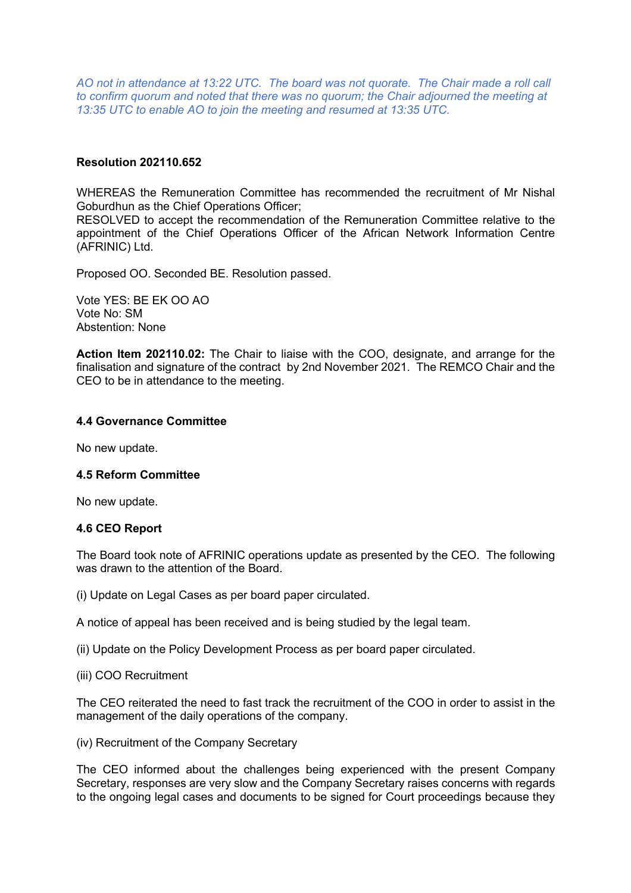*AO not in attendance at 13:22 UTC. The board was not quorate. The Chair made a roll call to confirm quorum and noted that there was no quorum; the Chair adjourned the meeting at 13:35 UTC to enable AO to join the meeting and resumed at 13:35 UTC.*

**Resolution 202110.652**

WHEREAS the Remuneration Committee has recommended the recruitment of Mr Nishal Goburdhun as the Chief Operations Officer;
RESOLVED to accept the recommendation of the Remuneration Committee relative to the appointment of the Chief Operations Officer of the African Network Information Centre (AFRINIC) Ltd.

Proposed OO. Seconded BE. Resolution passed.

Vote YES: BE EK OO AO
Vote No: SM
Abstention: None

**Action Item 202110.02:** The Chair to liaise with the COO, designate, and arrange for the finalisation and signature of the contract by 2nd November 2021. The REMCO Chair and the CEO to be in attendance to the meeting.

**4.4 Governance Committee**

No new update.

**4.5 Reform Committee**

No new update.

**4.6 CEO Report**

The Board took note of AFRINIC operations update as presented by the CEO. The following was drawn to the attention of the Board.

(i) Update on Legal Cases as per board paper circulated.

A notice of appeal has been received and is being studied by the legal team.

(ii) Update on the Policy Development Process as per board paper circulated.

(iii) COO Recruitment

The CEO reiterated the need to fast track the recruitment of the COO in order to assist in the management of the daily operations of the company.

(iv) Recruitment of the Company Secretary

The CEO informed about the challenges being experienced with the present Company Secretary, responses are very slow and the Company Secretary raises concerns with regards to the ongoing legal cases and documents to be signed for Court proceedings because they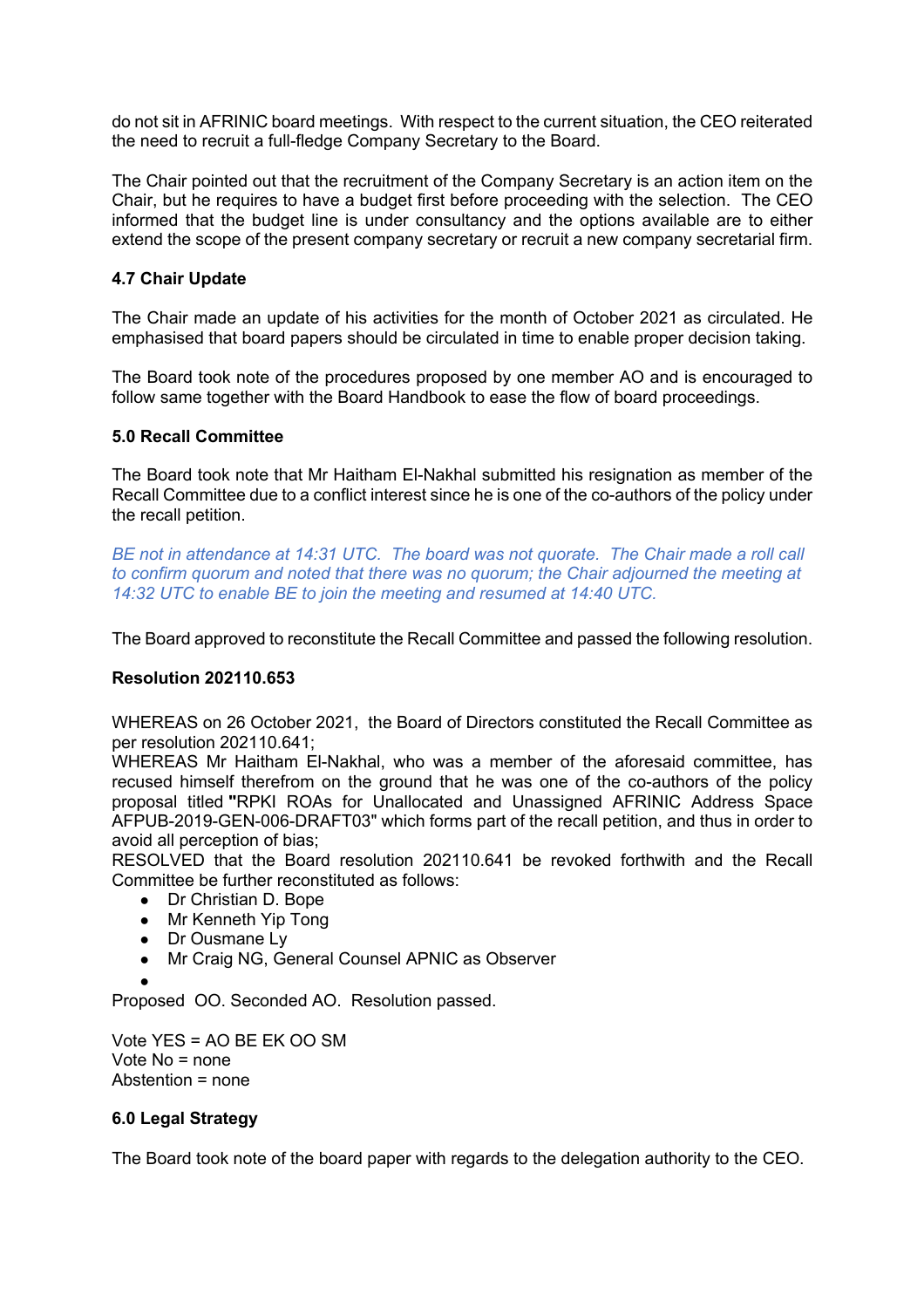do not sit in AFRINIC board meetings. With respect to the current situation, the CEO reiterated the need to recruit a full-fledge Company Secretary to the Board.

The Chair pointed out that the recruitment of the Company Secretary is an action item on the Chair, but he requires to have a budget first before proceeding with the selection. The CEO informed that the budget line is under consultancy and the options available are to either extend the scope of the present company secretary or recruit a new company secretarial firm.

### 4.7 Chair Update

The Chair made an update of his activities for the month of October 2021 as circulated. He emphasised that board papers should be circulated in time to enable proper decision taking.

The Board took note of the procedures proposed by one member AO and is encouraged to follow same together with the Board Handbook to ease the flow of board proceedings.

### 5.0 Recall Committee

The Board took note that Mr Haitham El-Nakhal submitted his resignation as member of the Recall Committee due to a conflict interest since he is one of the co-authors of the policy under the recall petition.

*BE not in attendance at 14:31 UTC. The board was not quorate. The Chair made a roll call to confirm quorum and noted that there was no quorum; the Chair adjourned the meeting at 14:32 UTC to enable BE to join the meeting and resumed at 14:40 UTC.*

The Board approved to reconstitute the Recall Committee and passed the following resolution.

**Resolution 202110.653**

WHEREAS on 26 October 2021, the Board of Directors constituted the Recall Committee as per resolution 202110.641;
WHEREAS Mr Haitham El-Nakhal, who was a member of the aforesaid committee, has recused himself therefrom on the ground that he was one of the co-authors of the policy proposal titled **"**RPKI ROAs for Unallocated and Unassigned AFRINIC Address Space AFPUB-2019-GEN-006-DRAFT03" which forms part of the recall petition, and thus in order to avoid all perception of bias;
RESOLVED that the Board resolution 202110.641 be revoked forthwith and the Recall Committee be further reconstituted as follows:

- Dr Christian D. Bope
- Mr Kenneth Yip Tong
- Dr Ousmane Ly
- Mr Craig NG, General Counsel APNIC as Observer
- 

Proposed OO. Seconded AO. Resolution passed.

Vote YES = AO BE EK OO SM
Vote No = none
Abstention = none

### 6.0 Legal Strategy

The Board took note of the board paper with regards to the delegation authority to the CEO.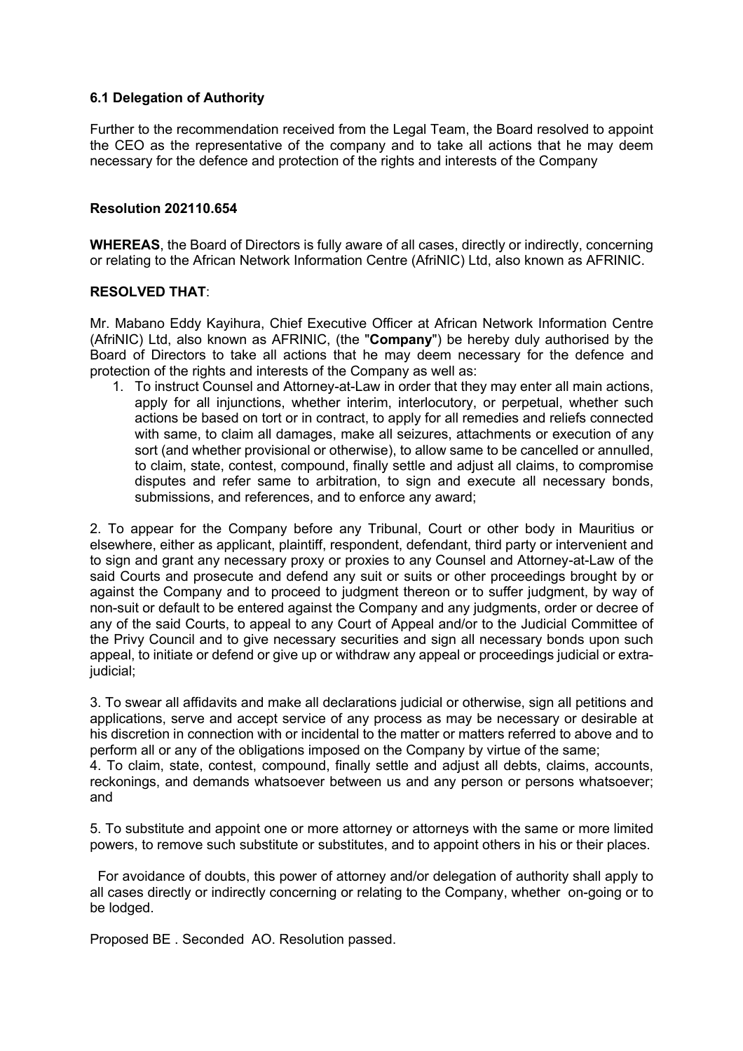### 6.1 Delegation of Authority

Further to the recommendation received from the Legal Team, the Board resolved to appoint the CEO as the representative of the company and to take all actions that he may deem necessary for the defence and protection of the rights and interests of the Company

**Resolution 202110.654**

**WHEREAS**, the Board of Directors is fully aware of all cases, directly or indirectly, concerning or relating to the African Network Information Centre (AfriNIC) Ltd, also known as AFRINIC.

**RESOLVED THAT**:

Mr. Mabano Eddy Kayihura, Chief Executive Officer at African Network Information Centre (AfriNIC) Ltd, also known as AFRINIC, (the "**Company**") be hereby duly authorised by the Board of Directors to take all actions that he may deem necessary for the defence and protection of the rights and interests of the Company as well as:

1. To instruct Counsel and Attorney-at-Law in order that they may enter all main actions, apply for all injunctions, whether interim, interlocutory, or perpetual, whether such actions be based on tort or in contract, to apply for all remedies and reliefs connected with same, to claim all damages, make all seizures, attachments or execution of any sort (and whether provisional or otherwise), to allow same to be cancelled or annulled, to claim, state, contest, compound, finally settle and adjust all claims, to compromise disputes and refer same to arbitration, to sign and execute all necessary bonds, submissions, and references, and to enforce any award;

2. To appear for the Company before any Tribunal, Court or other body in Mauritius or elsewhere, either as applicant, plaintiff, respondent, defendant, third party or intervenient and to sign and grant any necessary proxy or proxies to any Counsel and Attorney-at-Law of the said Courts and prosecute and defend any suit or suits or other proceedings brought by or against the Company and to proceed to judgment thereon or to suffer judgment, by way of non-suit or default to be entered against the Company and any judgments, order or decree of any of the said Courts, to appeal to any Court of Appeal and/or to the Judicial Committee of the Privy Council and to give necessary securities and sign all necessary bonds upon such appeal, to initiate or defend or give up or withdraw any appeal or proceedings judicial or extra-judicial;

3. To swear all affidavits and make all declarations judicial or otherwise, sign all petitions and applications, serve and accept service of any process as may be necessary or desirable at his discretion in connection with or incidental to the matter or matters referred to above and to perform all or any of the obligations imposed on the Company by virtue of the same;

4. To claim, state, contest, compound, finally settle and adjust all debts, claims, accounts, reckonings, and demands whatsoever between us and any person or persons whatsoever; and

5. To substitute and appoint one or more attorney or attorneys with the same or more limited powers, to remove such substitute or substitutes, and to appoint others in his or their places.

For avoidance of doubts, this power of attorney and/or delegation of authority shall apply to all cases directly or indirectly concerning or relating to the Company, whether on-going or to be lodged.

Proposed BE . Seconded AO. Resolution passed.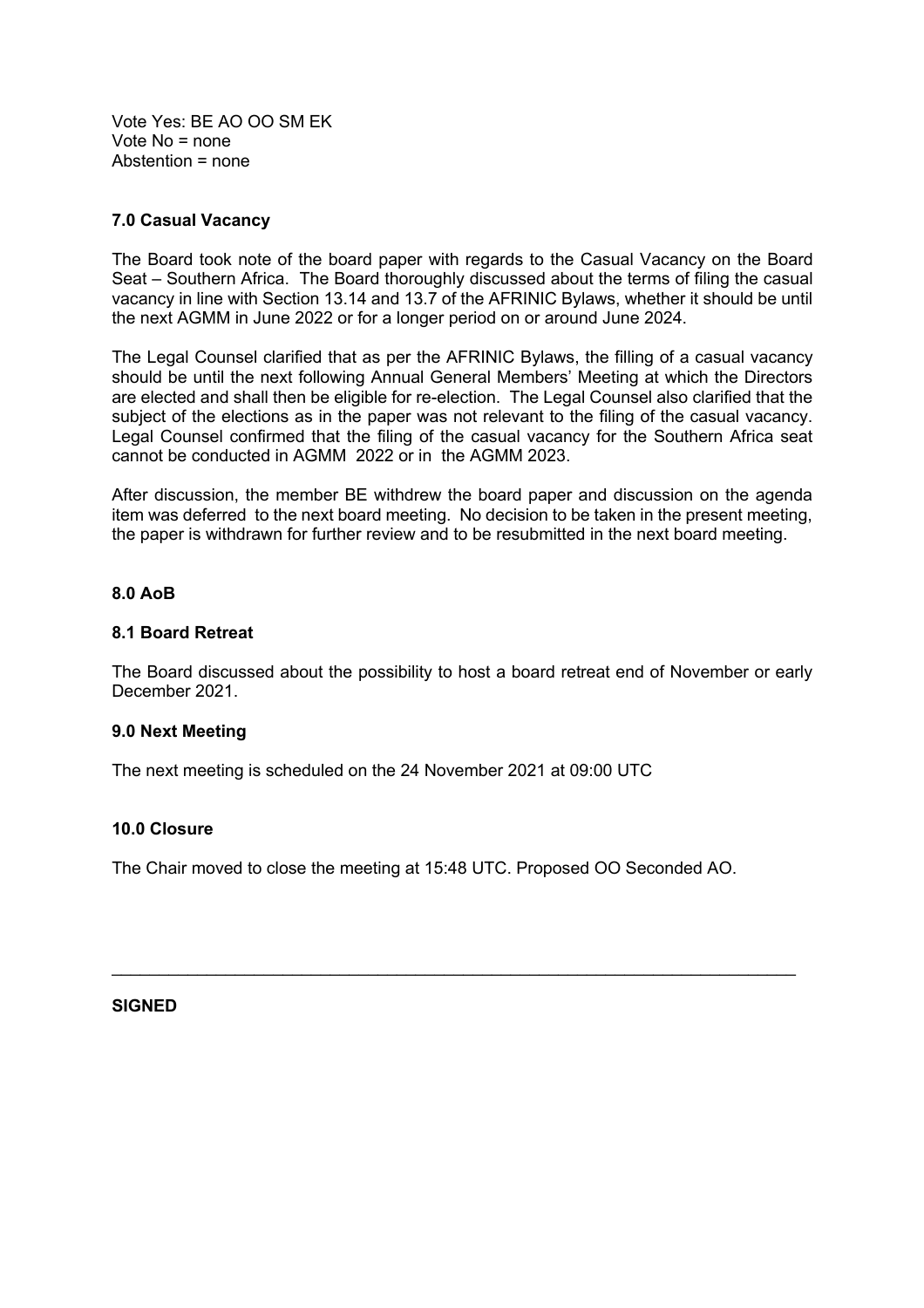Vote Yes: BE AO OO SM EK
Vote No = none
Abstention = none

**7.0 Casual Vacancy**

The Board took note of the board paper with regards to the Casual Vacancy on the Board Seat – Southern Africa. The Board thoroughly discussed about the terms of filing the casual vacancy in line with Section 13.14 and 13.7 of the AFRINIC Bylaws, whether it should be until the next AGMM in June 2022 or for a longer period on or around June 2024.

The Legal Counsel clarified that as per the AFRINIC Bylaws, the filling of a casual vacancy should be until the next following Annual General Members' Meeting at which the Directors are elected and shall then be eligible for re-election. The Legal Counsel also clarified that the subject of the elections as in the paper was not relevant to the filing of the casual vacancy. Legal Counsel confirmed that the filing of the casual vacancy for the Southern Africa seat cannot be conducted in AGMM 2022 or in the AGMM 2023.

After discussion, the member BE withdrew the board paper and discussion on the agenda item was deferred to the next board meeting. No decision to be taken in the present meeting, the paper is withdrawn for further review and to be resubmitted in the next board meeting.

**8.0 AoB**

**8.1 Board Retreat**

The Board discussed about the possibility to host a board retreat end of November or early December 2021.

**9.0 Next Meeting**

The next meeting is scheduled on the 24 November 2021 at 09:00 UTC

**10.0 Closure**

The Chair moved to close the meeting at 15:48 UTC. Proposed OO Seconded AO.

---

**SIGNED**